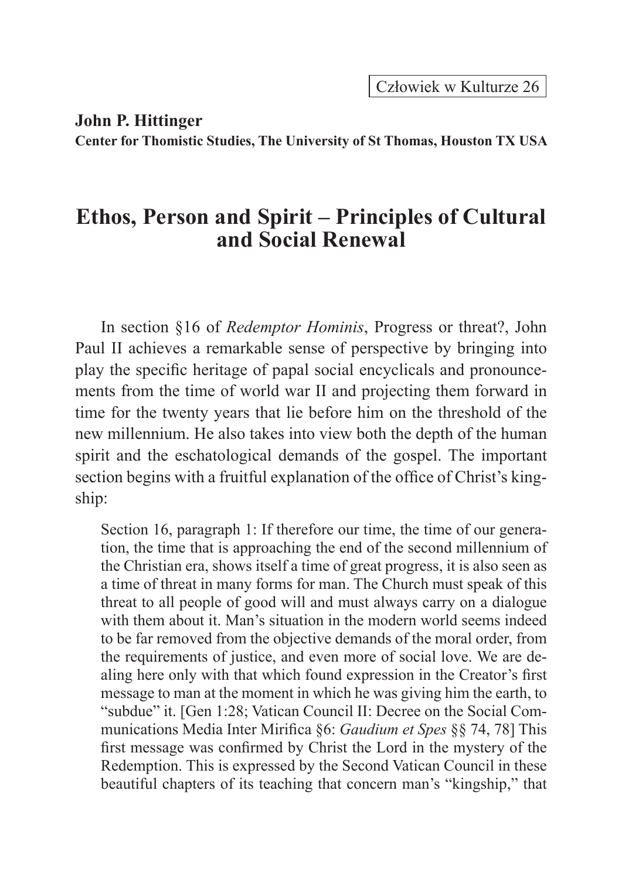**John P. Hittinger**
**Center for Thomistic Studies, The University of St Thomas, Houston TX USA**

# Ethos, Person and Spirit – Principles of Cultural and Social Renewal

In section §16 of *Redemptor Hominis*, Progress or threat?, John Paul II achieves a remarkable sense of perspective by bringing into play the specific heritage of papal social encyclicals and pronouncements from the time of world war II and projecting them forward in time for the twenty years that lie before him on the threshold of the new millennium. He also takes into view both the depth of the human spirit and the eschatological demands of the gospel. The important section begins with a fruitful explanation of the office of Christ's kingship:

> Section 16, paragraph 1: If therefore our time, the time of our generation, the time that is approaching the end of the second millennium of the Christian era, shows itself a time of great progress, it is also seen as a time of threat in many forms for man. The Church must speak of this threat to all people of good will and must always carry on a dialogue with them about it. Man's situation in the modern world seems indeed to be far removed from the objective demands of the moral order, from the requirements of justice, and even more of social love. We are dealing here only with that which found expression in the Creator's first message to man at the moment in which he was giving him the earth, to "subdue" it. [Gen 1:28; Vatican Council II: Decree on the Social Communications Media Inter Mirifica §6: *Gaudium et Spes* §§ 74, 78] This first message was confirmed by Christ the Lord in the mystery of the Redemption. This is expressed by the Second Vatican Council in these beautiful chapters of its teaching that concern man's "kingship," that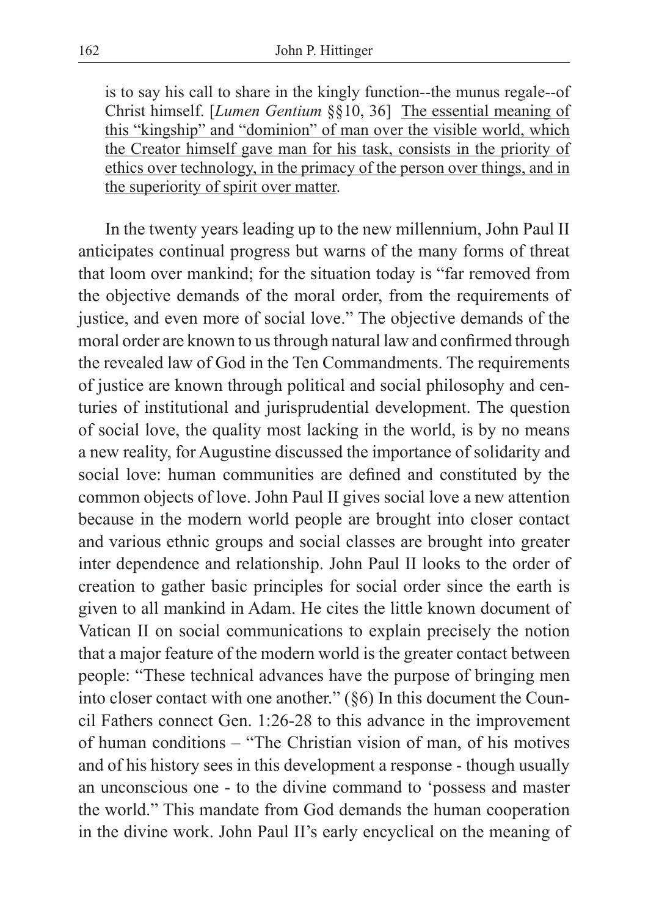is to say his call to share in the kingly function--the munus regale--of Christ himself. [*Lumen Gentium* §§10, 36] <u>The essential meaning of this “kingship” and “dominion” of man over the visible world, which the Creator himself gave man for his task, consists in the priority of ethics over technology, in the primacy of the person over things, and in the superiority of spirit over matter</u>.

In the twenty years leading up to the new millennium, John Paul II anticipates continual progress but warns of the many forms of threat that loom over mankind; for the situation today is “far removed from the objective demands of the moral order, from the requirements of justice, and even more of social love.” The objective demands of the moral order are known to us through natural law and confirmed through the revealed law of God in the Ten Commandments. The requirements of justice are known through political and social philosophy and centuries of institutional and jurisprudential development. The question of social love, the quality most lacking in the world, is by no means a new reality, for Augustine discussed the importance of solidarity and social love: human communities are defined and constituted by the common objects of love. John Paul II gives social love a new attention because in the modern world people are brought into closer contact and various ethnic groups and social classes are brought into greater inter dependence and relationship. John Paul II looks to the order of creation to gather basic principles for social order since the earth is given to all mankind in Adam. He cites the little known document of Vatican II on social communications to explain precisely the notion that a major feature of the modern world is the greater contact between people: “These technical advances have the purpose of bringing men into closer contact with one another.” (§6) In this document the Council Fathers connect Gen. 1:26-28 to this advance in the improvement of human conditions – “The Christian vision of man, of his motives and of his history sees in this development a response - though usually an unconscious one - to the divine command to ‘possess and master the world.” This mandate from God demands the human cooperation in the divine work. John Paul II’s early encyclical on the meaning of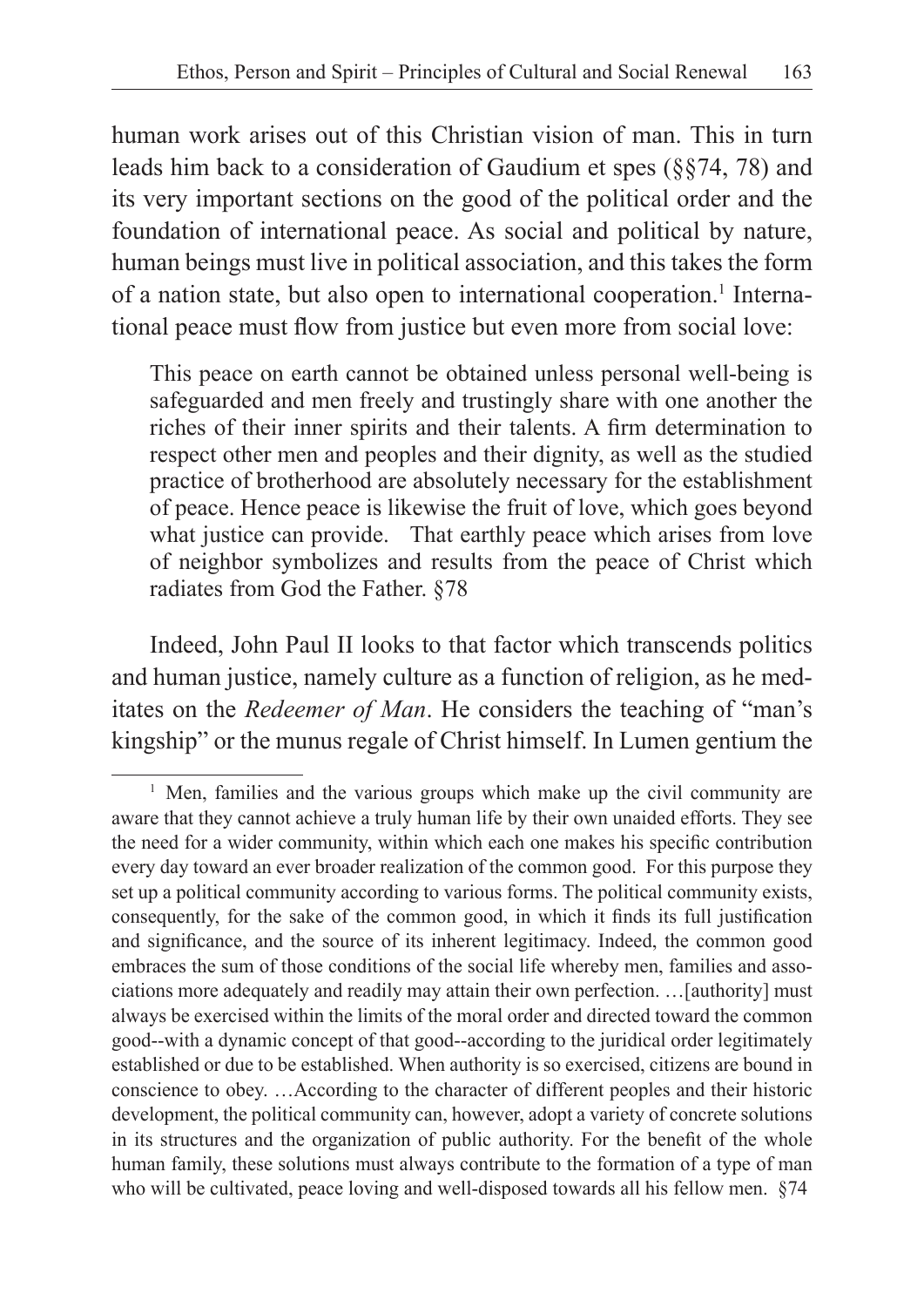human work arises out of this Christian vision of man. This in turn leads him back to a consideration of Gaudium et spes (§§74, 78) and its very important sections on the good of the political order and the foundation of international peace. As social and political by nature, human beings must live in political association, and this takes the form of a nation state, but also open to international cooperation.[1] International peace must flow from justice but even more from social love:

> This peace on earth cannot be obtained unless personal well-being is safeguarded and men freely and trustingly share with one another the riches of their inner spirits and their talents. A firm determination to respect other men and peoples and their dignity, as well as the studied practice of brotherhood are absolutely necessary for the establishment of peace. Hence peace is likewise the fruit of love, which goes beyond what justice can provide. That earthly peace which arises from love of neighbor symbolizes and results from the peace of Christ which radiates from God the Father. §78

Indeed, John Paul II looks to that factor which transcends politics and human justice, namely culture as a function of religion, as he meditates on the *Redeemer of Man*. He considers the teaching of "man's kingship" or the munus regale of Christ himself. In Lumen gentium the

[1] Men, families and the various groups which make up the civil community are aware that they cannot achieve a truly human life by their own unaided efforts. They see the need for a wider community, within which each one makes his specific contribution every day toward an ever broader realization of the common good. For this purpose they set up a political community according to various forms. The political community exists, consequently, for the sake of the common good, in which it finds its full justification and significance, and the source of its inherent legitimacy. Indeed, the common good embraces the sum of those conditions of the social life whereby men, families and associations more adequately and readily may attain their own perfection. …[authority] must always be exercised within the limits of the moral order and directed toward the common good--with a dynamic concept of that good--according to the juridical order legitimately established or due to be established. When authority is so exercised, citizens are bound in conscience to obey. …According to the character of different peoples and their historic development, the political community can, however, adopt a variety of concrete solutions in its structures and the organization of public authority. For the benefit of the whole human family, these solutions must always contribute to the formation of a type of man who will be cultivated, peace loving and well-disposed towards all his fellow men. §74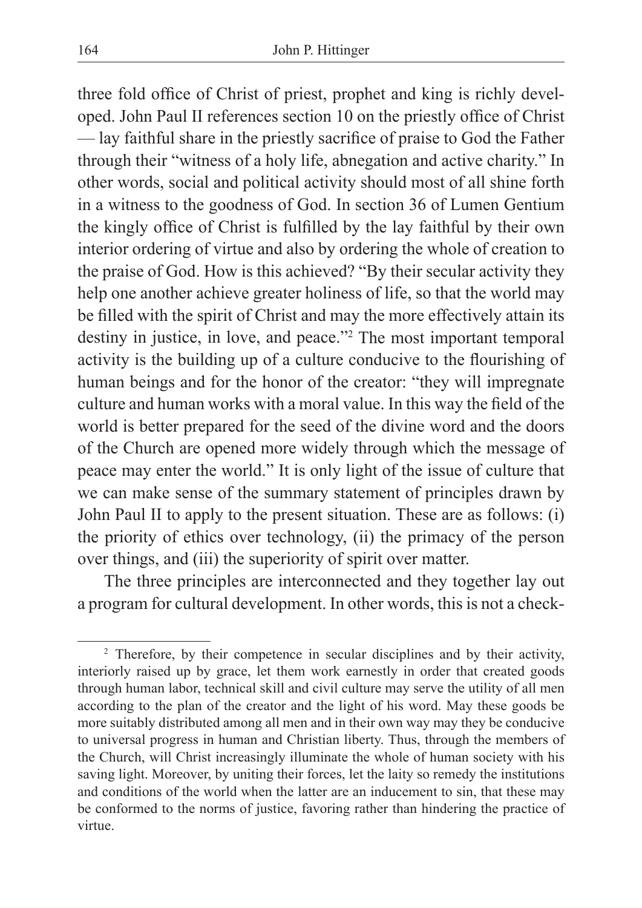three fold office of Christ of priest, prophet and king is richly developed. John Paul II references section 10 on the priestly office of Christ — lay faithful share in the priestly sacrifice of praise to God the Father through their "witness of a holy life, abnegation and active charity." In other words, social and political activity should most of all shine forth in a witness to the goodness of God. In section 36 of Lumen Gentium the kingly office of Christ is fulfilled by the lay faithful by their own interior ordering of virtue and also by ordering the whole of creation to the praise of God. How is this achieved? "By their secular activity they help one another achieve greater holiness of life, so that the world may be filled with the spirit of Christ and may the more effectively attain its destiny in justice, in love, and peace."[2] The most important temporal activity is the building up of a culture conducive to the flourishing of human beings and for the honor of the creator: "they will impregnate culture and human works with a moral value. In this way the field of the world is better prepared for the seed of the divine word and the doors of the Church are opened more widely through which the message of peace may enter the world." It is only light of the issue of culture that we can make sense of the summary statement of principles drawn by John Paul II to apply to the present situation. These are as follows: (i) the priority of ethics over technology, (ii) the primacy of the person over things, and (iii) the superiority of spirit over matter.

The three principles are interconnected and they together lay out a program for cultural development. In other words, this is not a check-

---

[2] Therefore, by their competence in secular disciplines and by their activity, interiorly raised up by grace, let them work earnestly in order that created goods through human labor, technical skill and civil culture may serve the utility of all men according to the plan of the creator and the light of his word. May these goods be more suitably distributed among all men and in their own way may they be conducive to universal progress in human and Christian liberty. Thus, through the members of the Church, will Christ increasingly illuminate the whole of human society with his saving light. Moreover, by uniting their forces, let the laity so remedy the institutions and conditions of the world when the latter are an inducement to sin, that these may be conformed to the norms of justice, favoring rather than hindering the practice of virtue.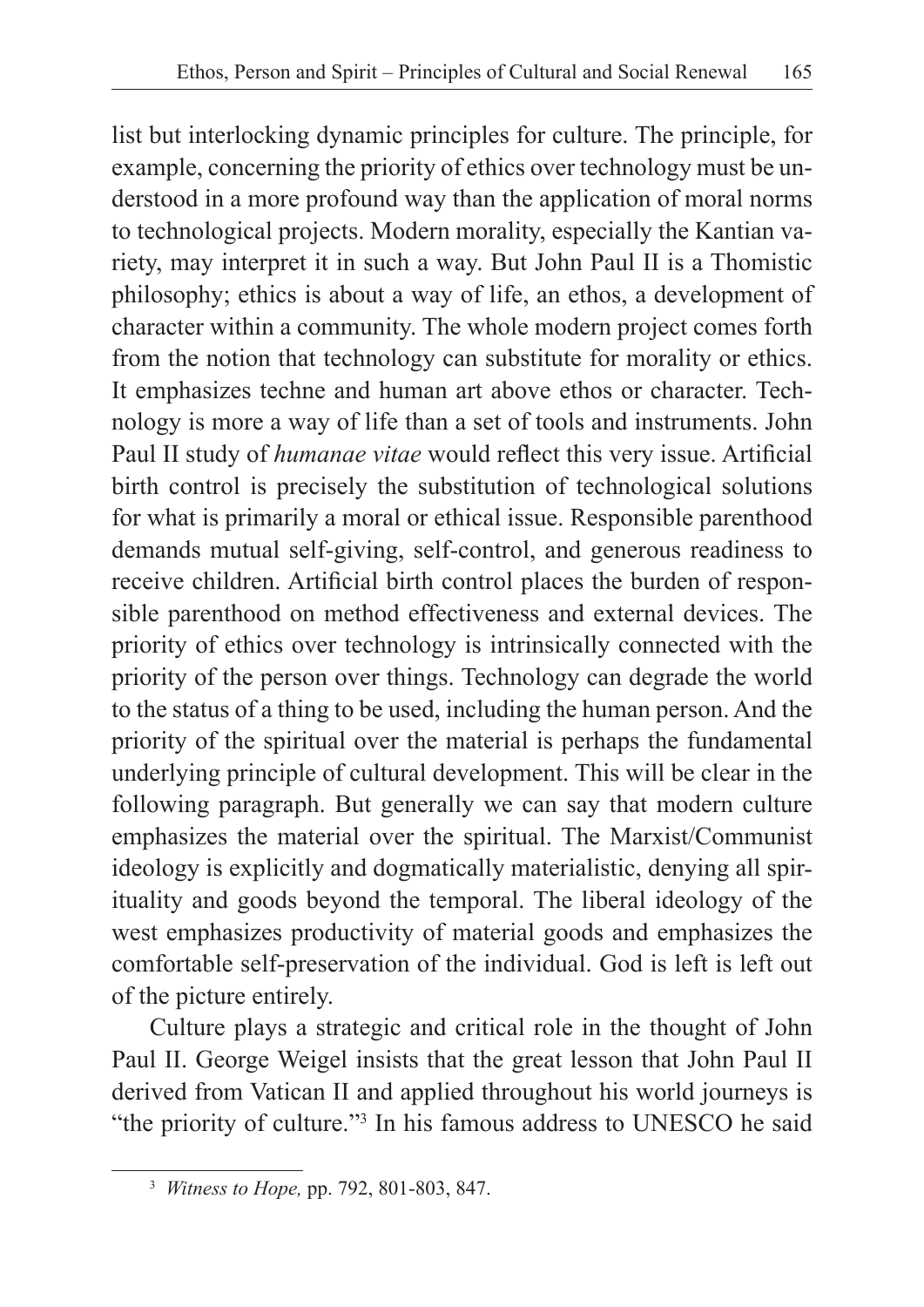list but interlocking dynamic principles for culture. The principle, for example, concerning the priority of ethics over technology must be understood in a more profound way than the application of moral norms to technological projects. Modern morality, especially the Kantian variety, may interpret it in such a way. But John Paul II is a Thomistic philosophy; ethics is about a way of life, an ethos, a development of character within a community. The whole modern project comes forth from the notion that technology can substitute for morality or ethics. It emphasizes techne and human art above ethos or character. Technology is more a way of life than a set of tools and instruments. John Paul II study of *humanae vitae* would reflect this very issue. Artificial birth control is precisely the substitution of technological solutions for what is primarily a moral or ethical issue. Responsible parenthood demands mutual self-giving, self-control, and generous readiness to receive children. Artificial birth control places the burden of responsible parenthood on method effectiveness and external devices. The priority of ethics over technology is intrinsically connected with the priority of the person over things. Technology can degrade the world to the status of a thing to be used, including the human person. And the priority of the spiritual over the material is perhaps the fundamental underlying principle of cultural development. This will be clear in the following paragraph. But generally we can say that modern culture emphasizes the material over the spiritual. The Marxist/Communist ideology is explicitly and dogmatically materialistic, denying all spirituality and goods beyond the temporal. The liberal ideology of the west emphasizes productivity of material goods and emphasizes the comfortable self-preservation of the individual. God is left is left out of the picture entirely.

Culture plays a strategic and critical role in the thought of John Paul II. George Weigel insists that the great lesson that John Paul II derived from Vatican II and applied throughout his world journeys is "the priority of culture."[3] In his famous address to UNESCO he said

[3] *Witness to Hope,* pp. 792, 801-803, 847.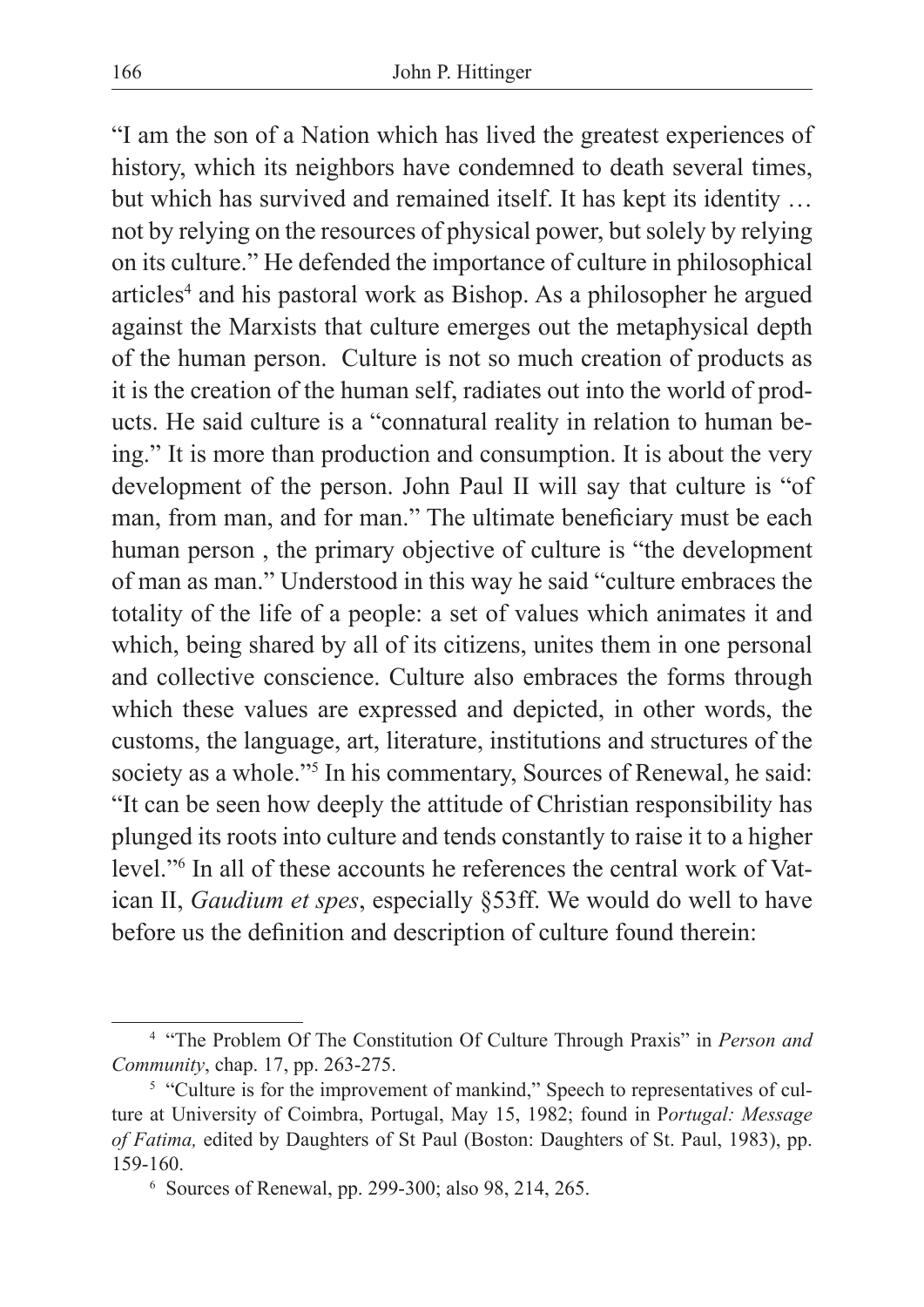"I am the son of a Nation which has lived the greatest experiences of history, which its neighbors have condemned to death several times, but which has survived and remained itself. It has kept its identity … not by relying on the resources of physical power, but solely by relying on its culture." He defended the importance of culture in philosophical articles[4] and his pastoral work as Bishop. As a philosopher he argued against the Marxists that culture emerges out the metaphysical depth of the human person. Culture is not so much creation of products as it is the creation of the human self, radiates out into the world of products. He said culture is a "connatural reality in relation to human being." It is more than production and consumption. It is about the very development of the person. John Paul II will say that culture is "of man, from man, and for man." The ultimate beneficiary must be each human person , the primary objective of culture is "the development of man as man." Understood in this way he said "culture embraces the totality of the life of a people: a set of values which animates it and which, being shared by all of its citizens, unites them in one personal and collective conscience. Culture also embraces the forms through which these values are expressed and depicted, in other words, the customs, the language, art, literature, institutions and structures of the society as a whole."[5] In his commentary, Sources of Renewal, he said: "It can be seen how deeply the attitude of Christian responsibility has plunged its roots into culture and tends constantly to raise it to a higher level."[6] In all of these accounts he references the central work of Vatican II, *Gaudium et spes*, especially §53ff. We would do well to have before us the definition and description of culture found therein:

---

[4] "The Problem Of The Constitution Of Culture Through Praxis" in *Person and Community*, chap. 17, pp. 263-275.

[5] "Culture is for the improvement of mankind," Speech to representatives of culture at University of Coimbra, Portugal, May 15, 1982; found in P*ortugal: Message of Fatima,* edited by Daughters of St Paul (Boston: Daughters of St. Paul, 1983), pp. 159-160.

[6] Sources of Renewal, pp. 299-300; also 98, 214, 265.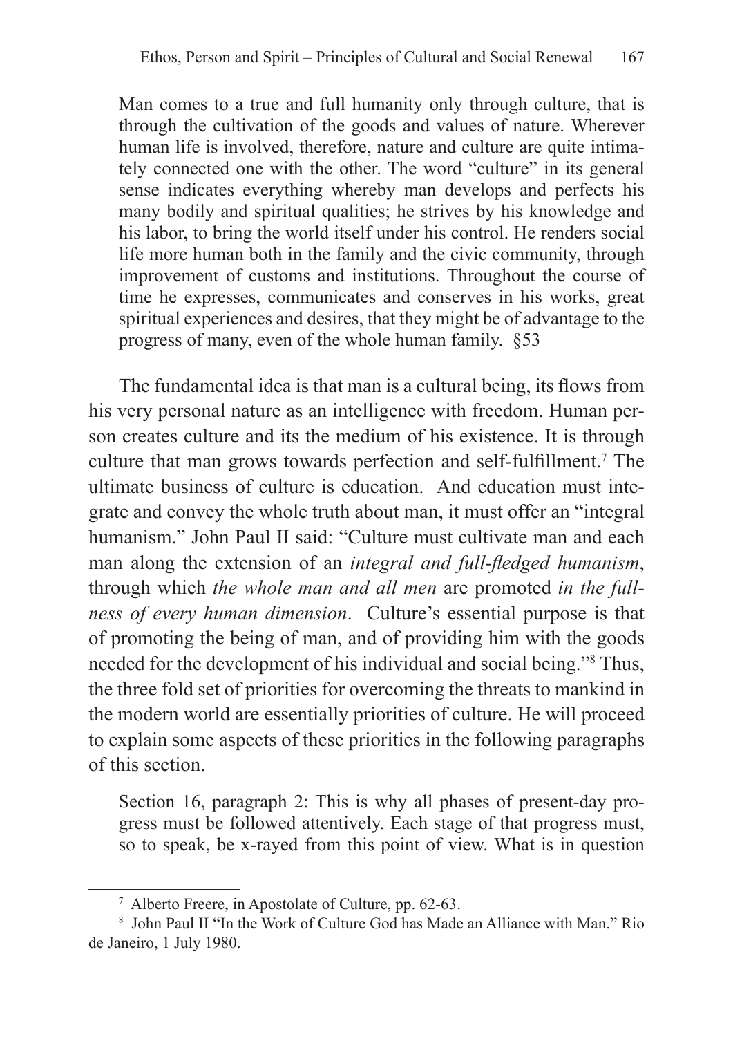> Man comes to a true and full humanity only through culture, that is through the cultivation of the goods and values of nature. Wherever human life is involved, therefore, nature and culture are quite intimately connected one with the other. The word "culture" in its general sense indicates everything whereby man develops and perfects his many bodily and spiritual qualities; he strives by his knowledge and his labor, to bring the world itself under his control. He renders social life more human both in the family and the civic community, through improvement of customs and institutions. Throughout the course of time he expresses, communicates and conserves in his works, great spiritual experiences and desires, that they might be of advantage to the progress of many, even of the whole human family. §53

The fundamental idea is that man is a cultural being, its flows from his very personal nature as an intelligence with freedom. Human person creates culture and its the medium of his existence. It is through culture that man grows towards perfection and self-fulfillment.[7] The ultimate business of culture is education. And education must integrate and convey the whole truth about man, it must offer an "integral humanism." John Paul II said: "Culture must cultivate man and each man along the extension of an *integral and full-fledged humanism*, through which *the whole man and all men* are promoted *in the fullness of every human dimension*. Culture's essential purpose is that of promoting the being of man, and of providing him with the goods needed for the development of his individual and social being."[8] Thus, the three fold set of priorities for overcoming the threats to mankind in the modern world are essentially priorities of culture. He will proceed to explain some aspects of these priorities in the following paragraphs of this section.

> Section 16, paragraph 2: This is why all phases of present-day progress must be followed attentively. Each stage of that progress must, so to speak, be x-rayed from this point of view. What is in question

---

[7] Alberto Freere, in Apostolate of Culture, pp. 62-63.

[8] John Paul II "In the Work of Culture God has Made an Alliance with Man." Rio de Janeiro, 1 July 1980.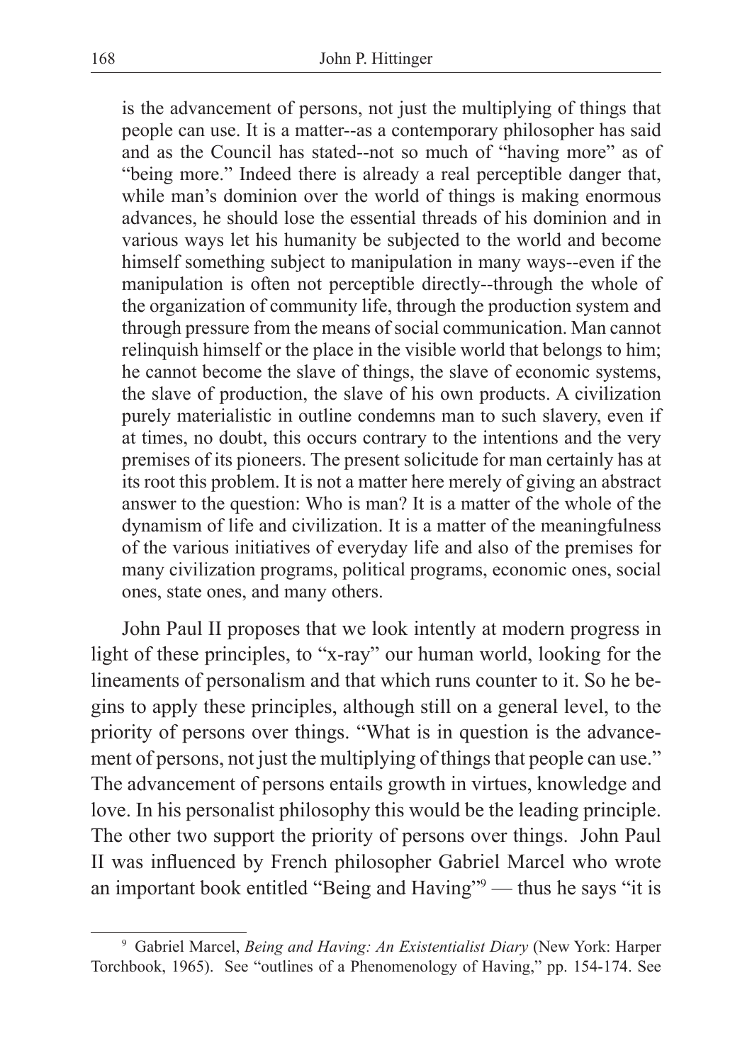> is the advancement of persons, not just the multiplying of things that people can use. It is a matter--as a contemporary philosopher has said and as the Council has stated--not so much of "having more" as of "being more." Indeed there is already a real perceptible danger that, while man's dominion over the world of things is making enormous advances, he should lose the essential threads of his dominion and in various ways let his humanity be subjected to the world and become himself something subject to manipulation in many ways--even if the manipulation is often not perceptible directly--through the whole of the organization of community life, through the production system and through pressure from the means of social communication. Man cannot relinquish himself or the place in the visible world that belongs to him; he cannot become the slave of things, the slave of economic systems, the slave of production, the slave of his own products. A civilization purely materialistic in outline condemns man to such slavery, even if at times, no doubt, this occurs contrary to the intentions and the very premises of its pioneers. The present solicitude for man certainly has at its root this problem. It is not a matter here merely of giving an abstract answer to the question: Who is man? It is a matter of the whole of the dynamism of life and civilization. It is a matter of the meaningfulness of the various initiatives of everyday life and also of the premises for many civilization programs, political programs, economic ones, social ones, state ones, and many others.

John Paul II proposes that we look intently at modern progress in light of these principles, to "x-ray" our human world, looking for the lineaments of personalism and that which runs counter to it. So he begins to apply these principles, although still on a general level, to the priority of persons over things. "What is in question is the advancement of persons, not just the multiplying of things that people can use." The advancement of persons entails growth in virtues, knowledge and love. In his personalist philosophy this would be the leading principle. The other two support the priority of persons over things. John Paul II was influenced by French philosopher Gabriel Marcel who wrote an important book entitled "Being and Having"[9] — thus he says "it is

[9] Gabriel Marcel, *Being and Having: An Existentialist Diary* (New York: Harper Torchbook, 1965). See "outlines of a Phenomenology of Having," pp. 154-174. See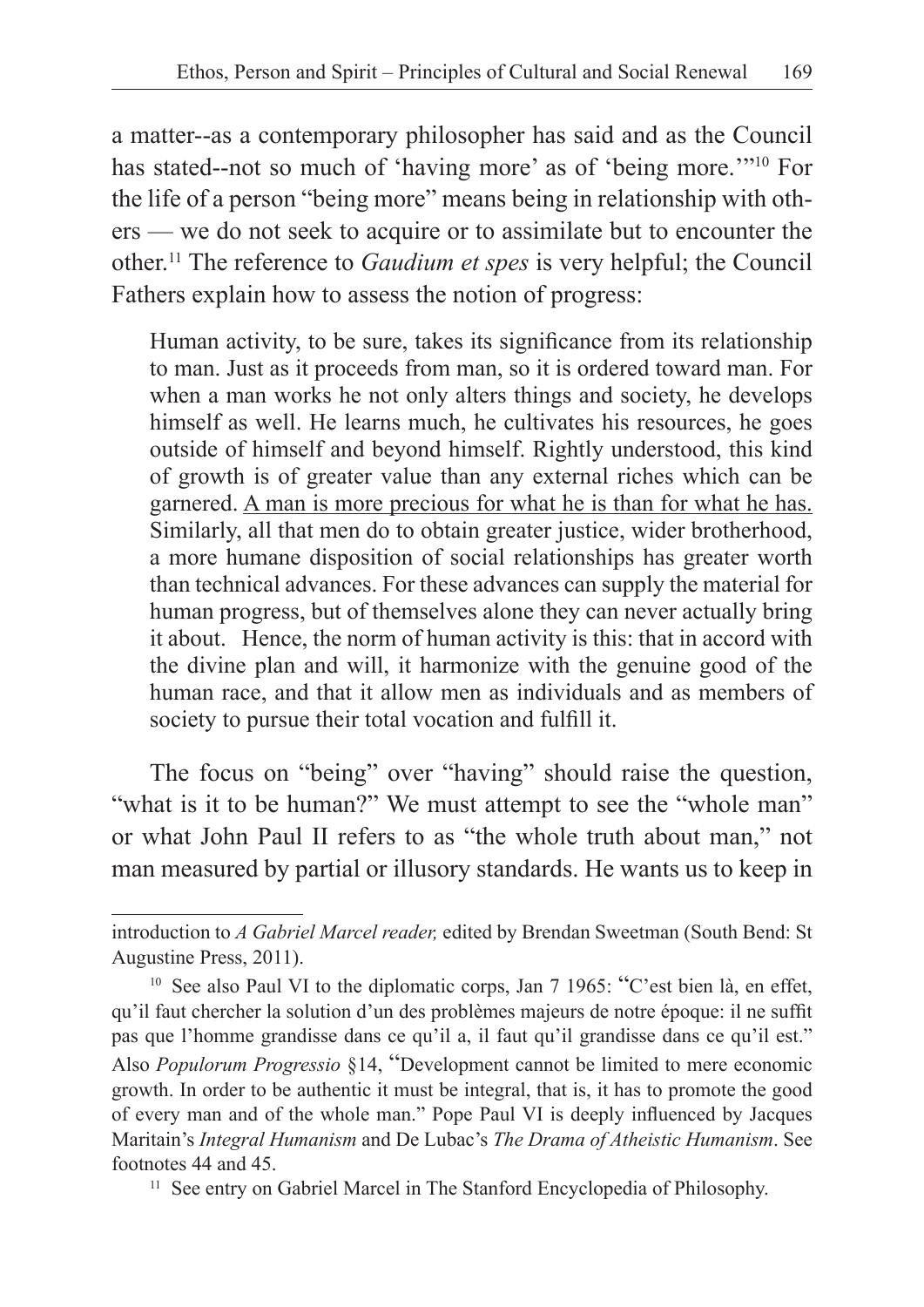a matter--as a contemporary philosopher has said and as the Council has stated--not so much of 'having more' as of 'being more.'"[10] For the life of a person "being more" means being in relationship with others — we do not seek to acquire or to assimilate but to encounter the other.[11] The reference to *Gaudium et spes* is very helpful; the Council Fathers explain how to assess the notion of progress:

> Human activity, to be sure, takes its significance from its relationship to man. Just as it proceeds from man, so it is ordered toward man. For when a man works he not only alters things and society, he develops himself as well. He learns much, he cultivates his resources, he goes outside of himself and beyond himself. Rightly understood, this kind of growth is of greater value than any external riches which can be garnered. <u>A man is more precious for what he is than for what he has.</u> Similarly, all that men do to obtain greater justice, wider brotherhood, a more humane disposition of social relationships has greater worth than technical advances. For these advances can supply the material for human progress, but of themselves alone they can never actually bring it about. Hence, the norm of human activity is this: that in accord with the divine plan and will, it harmonize with the genuine good of the human race, and that it allow men as individuals and as members of society to pursue their total vocation and fulfill it.

The focus on "being" over "having" should raise the question, "what is it to be human?" We must attempt to see the "whole man" or what John Paul II refers to as "the whole truth about man," not man measured by partial or illusory standards. He wants us to keep in

---

introduction to *A Gabriel Marcel reader,* edited by Brendan Sweetman (South Bend: St Augustine Press, 2011).

[10] See also Paul VI to the diplomatic corps, Jan 7 1965: "C'est bien là, en effet, qu'il faut chercher la solution d'un des problèmes majeurs de notre époque: il ne suffit pas que l'homme grandisse dans ce qu'il a, il faut qu'il grandisse dans ce qu'il est." Also *Populorum Progressio* §14, "Development cannot be limited to mere economic growth. In order to be authentic it must be integral, that is, it has to promote the good of every man and of the whole man." Pope Paul VI is deeply influenced by Jacques Maritain's *Integral Humanism* and De Lubac's *The Drama of Atheistic Humanism*. See footnotes 44 and 45.

[11] See entry on Gabriel Marcel in The Stanford Encyclopedia of Philosophy.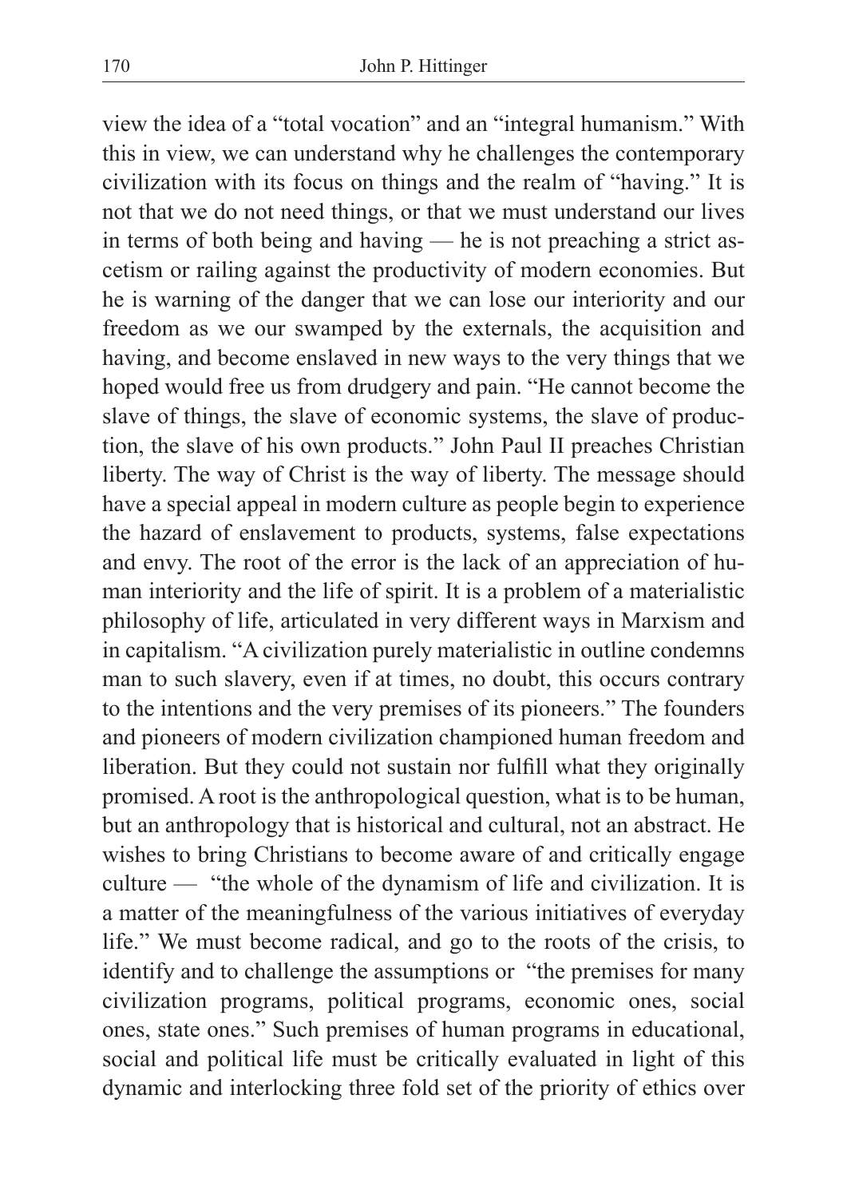view the idea of a "total vocation" and an "integral humanism." With this in view, we can understand why he challenges the contemporary civilization with its focus on things and the realm of "having." It is not that we do not need things, or that we must understand our lives in terms of both being and having — he is not preaching a strict asceticism or railing against the productivity of modern economies. But he is warning of the danger that we can lose our interiority and our freedom as we our swamped by the externals, the acquisition and having, and become enslaved in new ways to the very things that we hoped would free us from drudgery and pain. "He cannot become the slave of things, the slave of economic systems, the slave of production, the slave of his own products." John Paul II preaches Christian liberty. The way of Christ is the way of liberty. The message should have a special appeal in modern culture as people begin to experience the hazard of enslavement to products, systems, false expectations and envy. The root of the error is the lack of an appreciation of human interiority and the life of spirit. It is a problem of a materialistic philosophy of life, articulated in very different ways in Marxism and in capitalism. "A civilization purely materialistic in outline condemns man to such slavery, even if at times, no doubt, this occurs contrary to the intentions and the very premises of its pioneers." The founders and pioneers of modern civilization championed human freedom and liberation. But they could not sustain nor fulfill what they originally promised. A root is the anthropological question, what is to be human, but an anthropology that is historical and cultural, not an abstract. He wishes to bring Christians to become aware of and critically engage culture — "the whole of the dynamism of life and civilization. It is a matter of the meaningfulness of the various initiatives of everyday life." We must become radical, and go to the roots of the crisis, to identify and to challenge the assumptions or "the premises for many civilization programs, political programs, economic ones, social ones, state ones." Such premises of human programs in educational, social and political life must be critically evaluated in light of this dynamic and interlocking three fold set of the priority of ethics over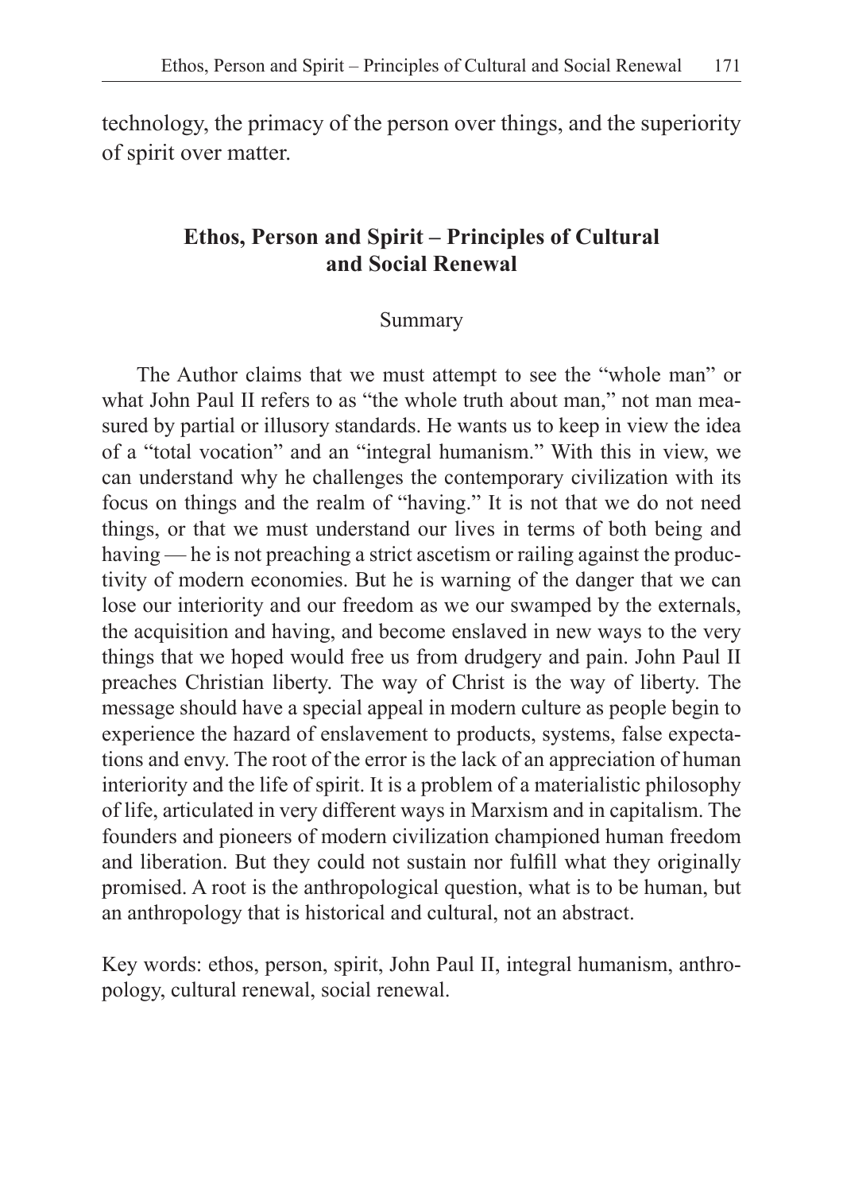technology, the primacy of the person over things, and the superiority of spirit over matter.

## Ethos, Person and Spirit – Principles of Cultural and Social Renewal

### Summary

The Author claims that we must attempt to see the "whole man" or what John Paul II refers to as "the whole truth about man," not man measured by partial or illusory standards. He wants us to keep in view the idea of a "total vocation" and an "integral humanism." With this in view, we can understand why he challenges the contemporary civilization with its focus on things and the realm of "having." It is not that we do not need things, or that we must understand our lives in terms of both being and having — he is not preaching a strict ascetism or railing against the productivity of modern economies. But he is warning of the danger that we can lose our interiority and our freedom as we our swamped by the externals, the acquisition and having, and become enslaved in new ways to the very things that we hoped would free us from drudgery and pain. John Paul II preaches Christian liberty. The way of Christ is the way of liberty. The message should have a special appeal in modern culture as people begin to experience the hazard of enslavement to products, systems, false expectations and envy. The root of the error is the lack of an appreciation of human interiority and the life of spirit. It is a problem of a materialistic philosophy of life, articulated in very different ways in Marxism and in capitalism. The founders and pioneers of modern civilization championed human freedom and liberation. But they could not sustain nor fulfill what they originally promised. A root is the anthropological question, what is to be human, but an anthropology that is historical and cultural, not an abstract.

Key words: ethos, person, spirit, John Paul II, integral humanism, anthropology, cultural renewal, social renewal.